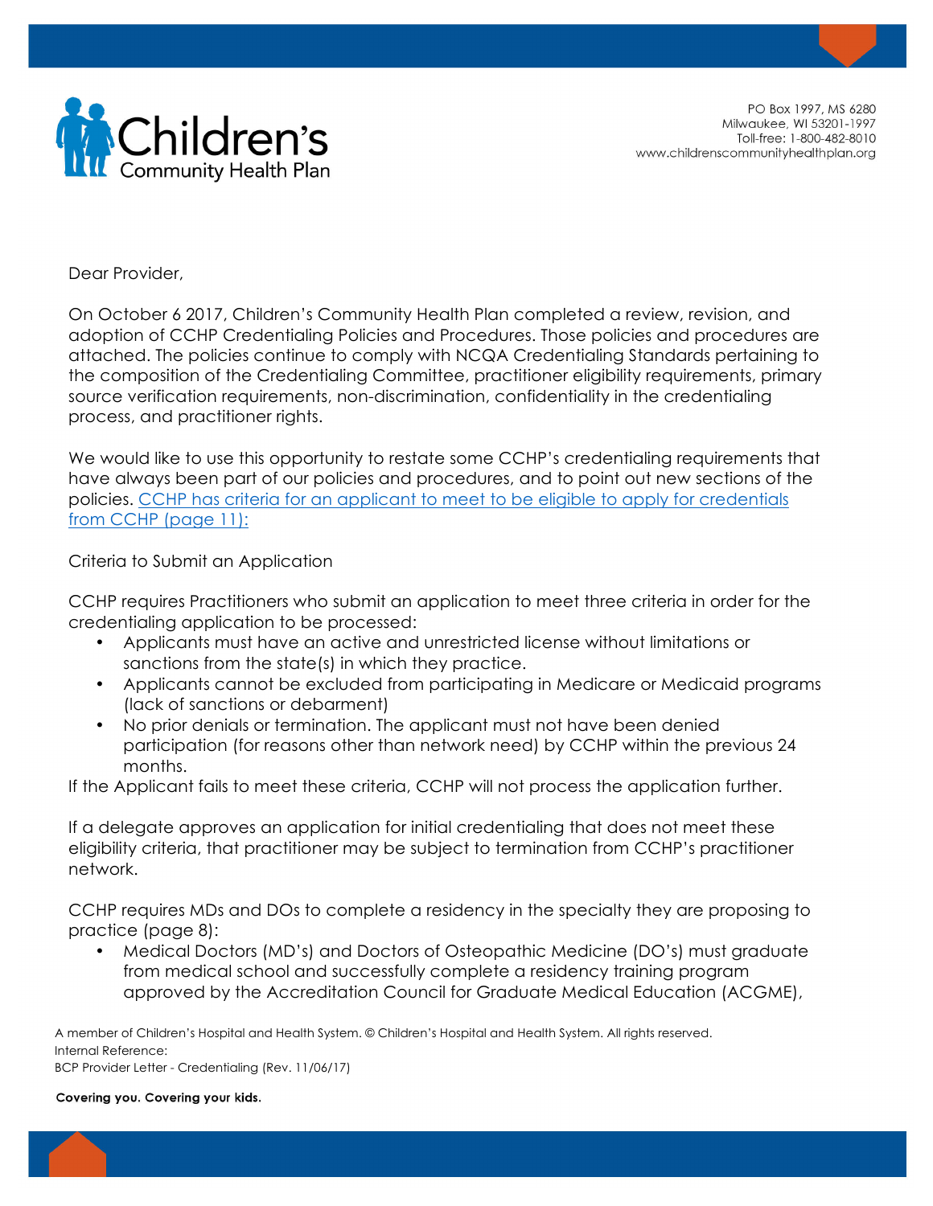Children's Community Health Plan

PO Box 1997, MS 6280
Milwaukee, WI 53201-1997
Toll-free: 1-800-482-8010
www.childrenscommunityhealthplan.org

Dear Provider,

On October 6 2017, Children's Community Health Plan completed a review, revision, and adoption of CCHP Credentialing Policies and Procedures. Those policies and procedures are attached. The policies continue to comply with NCQA Credentialing Standards pertaining to the composition of the Credentialing Committee, practitioner eligibility requirements, primary source verification requirements, non-discrimination, confidentiality in the credentialing process, and practitioner rights.

We would like to use this opportunity to restate some CCHP's credentialing requirements that have always been part of our policies and procedures, and to point out new sections of the policies. CCHP has criteria for an applicant to meet to be eligible to apply for credentials from CCHP (page 11):

Criteria to Submit an Application

CCHP requires Practitioners who submit an application to meet three criteria in order for the credentialing application to be processed:

- Applicants must have an active and unrestricted license without limitations or sanctions from the state(s) in which they practice.
- Applicants cannot be excluded from participating in Medicare or Medicaid programs (lack of sanctions or debarment)
- No prior denials or termination. The applicant must not have been denied participation (for reasons other than network need) by CCHP within the previous 24 months.

If the Applicant fails to meet these criteria, CCHP will not process the application further.

If a delegate approves an application for initial credentialing that does not meet these eligibility criteria, that practitioner may be subject to termination from CCHP's practitioner network.

CCHP requires MDs and DOs to complete a residency in the specialty they are proposing to practice (page 8):

- Medical Doctors (MD's) and Doctors of Osteopathic Medicine (DO's) must graduate from medical school and successfully complete a residency training program approved by the Accreditation Council for Graduate Medical Education (ACGME),

A member of Children's Hospital and Health System. © Children's Hospital and Health System. All rights reserved.
Internal Reference:
BCP Provider Letter - Credentialing (Rev. 11/06/17)

**Covering you. Covering your kids.**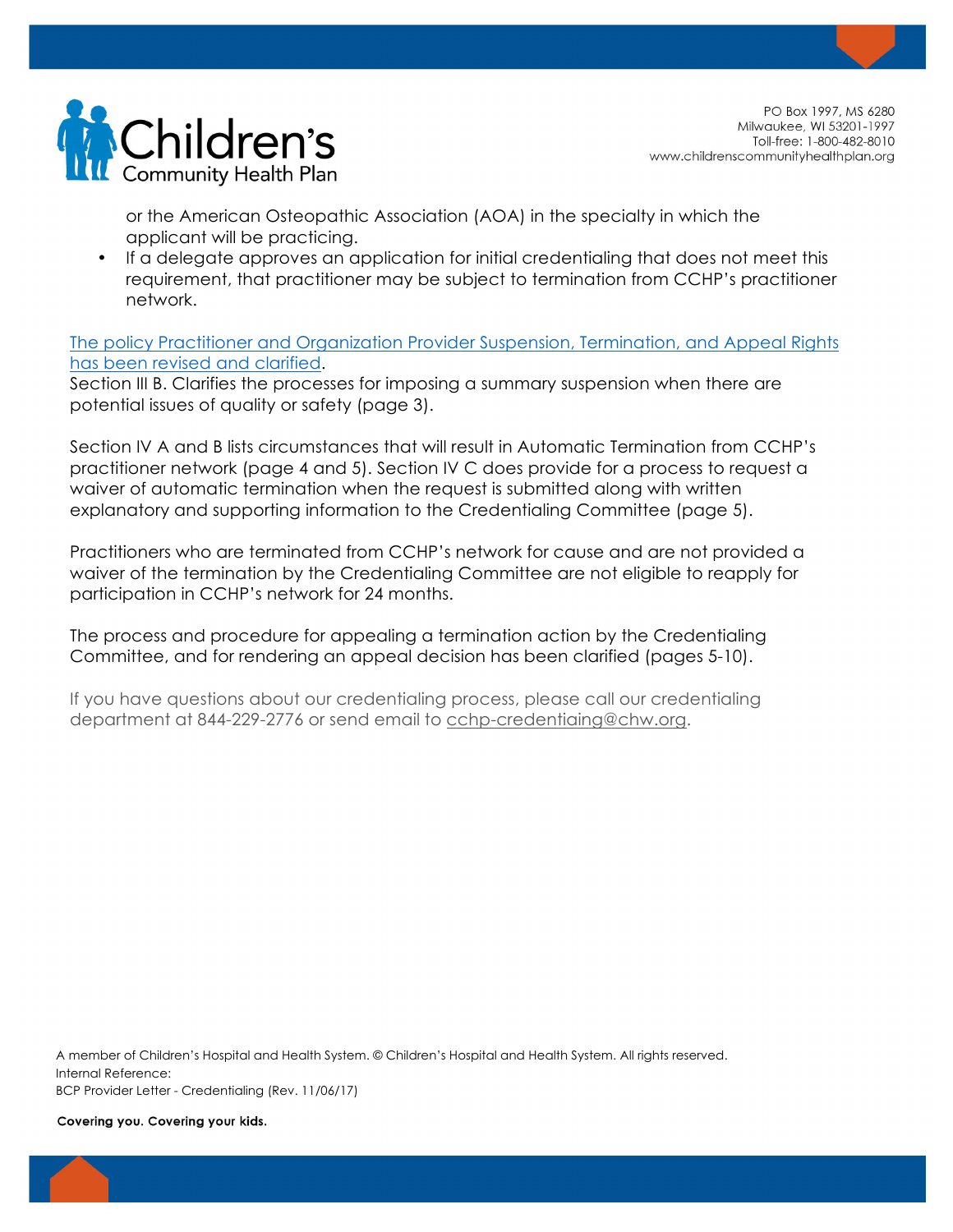or the American Osteopathic Association (AOA) in the specialty in which the applicant will be practicing.
- If a delegate approves an application for initial credentialing that does not meet this requirement, that practitioner may be subject to termination from CCHP's practitioner network.

The policy Practitioner and Organization Provider Suspension, Termination, and Appeal Rights has been revised and clarified.
Section III B. Clarifies the processes for imposing a summary suspension when there are potential issues of quality or safety (page 3).

Section IV A and B lists circumstances that will result in Automatic Termination from CCHP's practitioner network (page 4 and 5). Section IV C does provide for a process to request a waiver of automatic termination when the request is submitted along with written explanatory and supporting information to the Credentialing Committee (page 5).

Practitioners who are terminated from CCHP's network for cause and are not provided a waiver of the termination by the Credentialing Committee are not eligible to reapply for participation in CCHP's network for 24 months.

The process and procedure for appealing a termination action by the Credentialing Committee, and for rendering an appeal decision has been clarified (pages 5-10).

If you have questions about our credentialing process, please call our credentialing department at 844-229-2776 or send email to cchp-credentiaing@chw.org.

A member of Children's Hospital and Health System. © Children's Hospital and Health System. All rights reserved.
Internal Reference:
BCP Provider Letter - Credentialing (Rev. 11/06/17)

**Covering you. Covering your kids.**